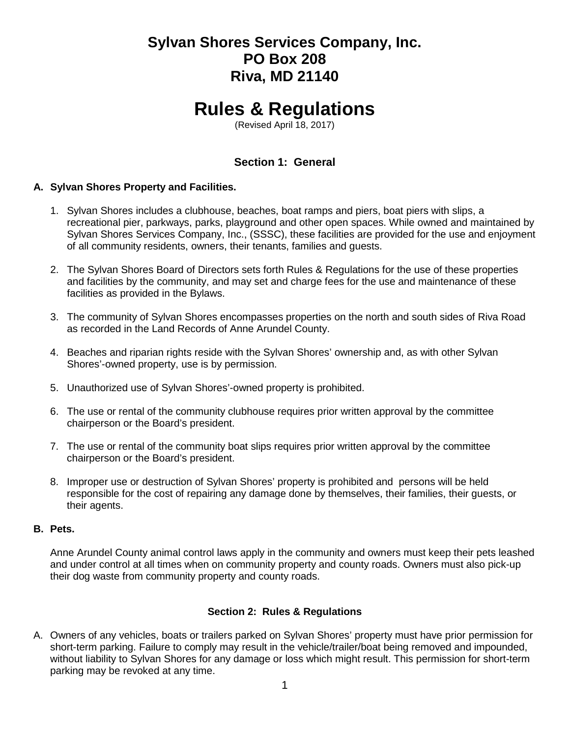# Sylvan Shores Services Company, Inc.
# PO Box 208
# Riva, MD 21140

# Rules & Regulations

(Revised April 18, 2017)

## Section 1: General

### A. Sylvan Shores Property and Facilities.

1. Sylvan Shores includes a clubhouse, beaches, boat ramps and piers, boat piers with slips, a recreational pier, parkways, parks, playground and other open spaces. While owned and maintained by Sylvan Shores Services Company, Inc., (SSSC), these facilities are provided for the use and enjoyment of all community residents, owners, their tenants, families and guests.

2. The Sylvan Shores Board of Directors sets forth Rules & Regulations for the use of these properties and facilities by the community, and may set and charge fees for the use and maintenance of these facilities as provided in the Bylaws.

3. The community of Sylvan Shores encompasses properties on the north and south sides of Riva Road as recorded in the Land Records of Anne Arundel County.

4. Beaches and riparian rights reside with the Sylvan Shores' ownership and, as with other Sylvan Shores'-owned property, use is by permission.

5. Unauthorized use of Sylvan Shores'-owned property is prohibited.

6. The use or rental of the community clubhouse requires prior written approval by the committee chairperson or the Board's president.

7. The use or rental of the community boat slips requires prior written approval by the committee chairperson or the Board's president.

8. Improper use or destruction of Sylvan Shores' property is prohibited and persons will be held responsible for the cost of repairing any damage done by themselves, their families, their guests, or their agents.

### B. Pets.

Anne Arundel County animal control laws apply in the community and owners must keep their pets leashed and under control at all times when on community property and county roads. Owners must also pick-up their dog waste from community property and county roads.

## Section 2: Rules & Regulations

A. Owners of any vehicles, boats or trailers parked on Sylvan Shores' property must have prior permission for short-term parking. Failure to comply may result in the vehicle/trailer/boat being removed and impounded, without liability to Sylvan Shores for any damage or loss which might result. This permission for short-term parking may be revoked at any time.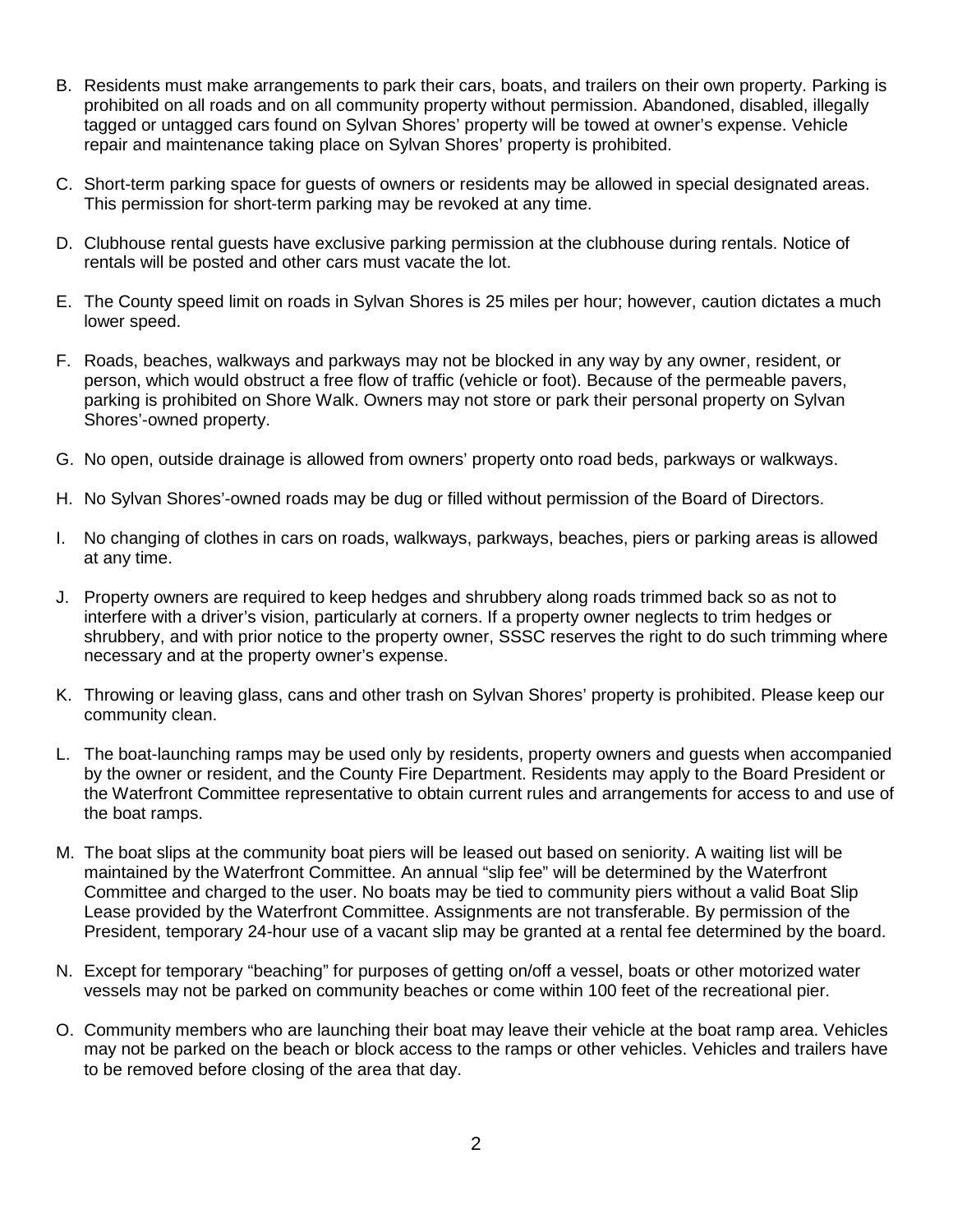B. Residents must make arrangements to park their cars, boats, and trailers on their own property. Parking is prohibited on all roads and on all community property without permission. Abandoned, disabled, illegally tagged or untagged cars found on Sylvan Shores' property will be towed at owner's expense. Vehicle repair and maintenance taking place on Sylvan Shores' property is prohibited.

C. Short-term parking space for guests of owners or residents may be allowed in special designated areas. This permission for short-term parking may be revoked at any time.

D. Clubhouse rental guests have exclusive parking permission at the clubhouse during rentals. Notice of rentals will be posted and other cars must vacate the lot.

E. The County speed limit on roads in Sylvan Shores is 25 miles per hour; however, caution dictates a much lower speed.

F. Roads, beaches, walkways and parkways may not be blocked in any way by any owner, resident, or person, which would obstruct a free flow of traffic (vehicle or foot). Because of the permeable pavers, parking is prohibited on Shore Walk. Owners may not store or park their personal property on Sylvan Shores'-owned property.

G. No open, outside drainage is allowed from owners' property onto road beds, parkways or walkways.

H. No Sylvan Shores'-owned roads may be dug or filled without permission of the Board of Directors.

I. No changing of clothes in cars on roads, walkways, parkways, beaches, piers or parking areas is allowed at any time.

J. Property owners are required to keep hedges and shrubbery along roads trimmed back so as not to interfere with a driver's vision, particularly at corners. If a property owner neglects to trim hedges or shrubbery, and with prior notice to the property owner, SSSC reserves the right to do such trimming where necessary and at the property owner's expense.

K. Throwing or leaving glass, cans and other trash on Sylvan Shores' property is prohibited. Please keep our community clean.

L. The boat-launching ramps may be used only by residents, property owners and guests when accompanied by the owner or resident, and the County Fire Department. Residents may apply to the Board President or the Waterfront Committee representative to obtain current rules and arrangements for access to and use of the boat ramps.

M. The boat slips at the community boat piers will be leased out based on seniority. A waiting list will be maintained by the Waterfront Committee. An annual "slip fee" will be determined by the Waterfront Committee and charged to the user. No boats may be tied to community piers without a valid Boat Slip Lease provided by the Waterfront Committee. Assignments are not transferable. By permission of the President, temporary 24-hour use of a vacant slip may be granted at a rental fee determined by the board.

N. Except for temporary "beaching" for purposes of getting on/off a vessel, boats or other motorized water vessels may not be parked on community beaches or come within 100 feet of the recreational pier.

O. Community members who are launching their boat may leave their vehicle at the boat ramp area. Vehicles may not be parked on the beach or block access to the ramps or other vehicles. Vehicles and trailers have to be removed before closing of the area that day.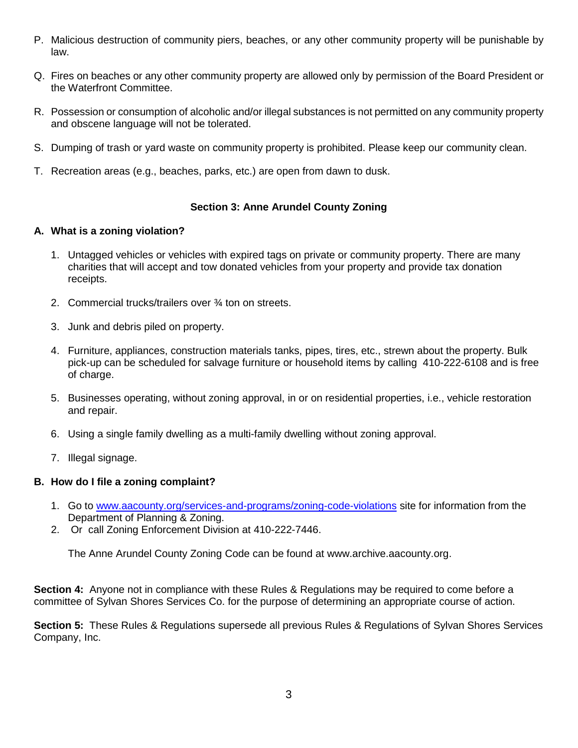P. Malicious destruction of community piers, beaches, or any other community property will be punishable by law.

Q. Fires on beaches or any other community property are allowed only by permission of the Board President or the Waterfront Committee.

R. Possession or consumption of alcoholic and/or illegal substances is not permitted on any community property and obscene language will not be tolerated.

S. Dumping of trash or yard waste on community property is prohibited. Please keep our community clean.

T. Recreation areas (e.g., beaches, parks, etc.) are open from dawn to dusk.

## Section 3: Anne Arundel County Zoning

### A. What is a zoning violation?

1. Untagged vehicles or vehicles with expired tags on private or community property. There are many charities that will accept and tow donated vehicles from your property and provide tax donation receipts.
2. Commercial trucks/trailers over ¾ ton on streets.
3. Junk and debris piled on property.
4. Furniture, appliances, construction materials tanks, pipes, tires, etc., strewn about the property. Bulk pick-up can be scheduled for salvage furniture or household items by calling 410-222-6108 and is free of charge.
5. Businesses operating, without zoning approval, in or on residential properties, i.e., vehicle restoration and repair.
6. Using a single family dwelling as a multi-family dwelling without zoning approval.
7. Illegal signage.

### B. How do I file a zoning complaint?

1. Go to [www.aacounty.org/services-and-programs/zoning-code-violations](www.aacounty.org/services-and-programs/zoning-code-violations) site for information from the Department of Planning & Zoning.
2. Or call Zoning Enforcement Division at 410-222-7446.

The Anne Arundel County Zoning Code can be found at www.archive.aacounty.org.

**Section 4:** Anyone not in compliance with these Rules & Regulations may be required to come before a committee of Sylvan Shores Services Co. for the purpose of determining an appropriate course of action.

**Section 5:** These Rules & Regulations supersede all previous Rules & Regulations of Sylvan Shores Services Company, Inc.